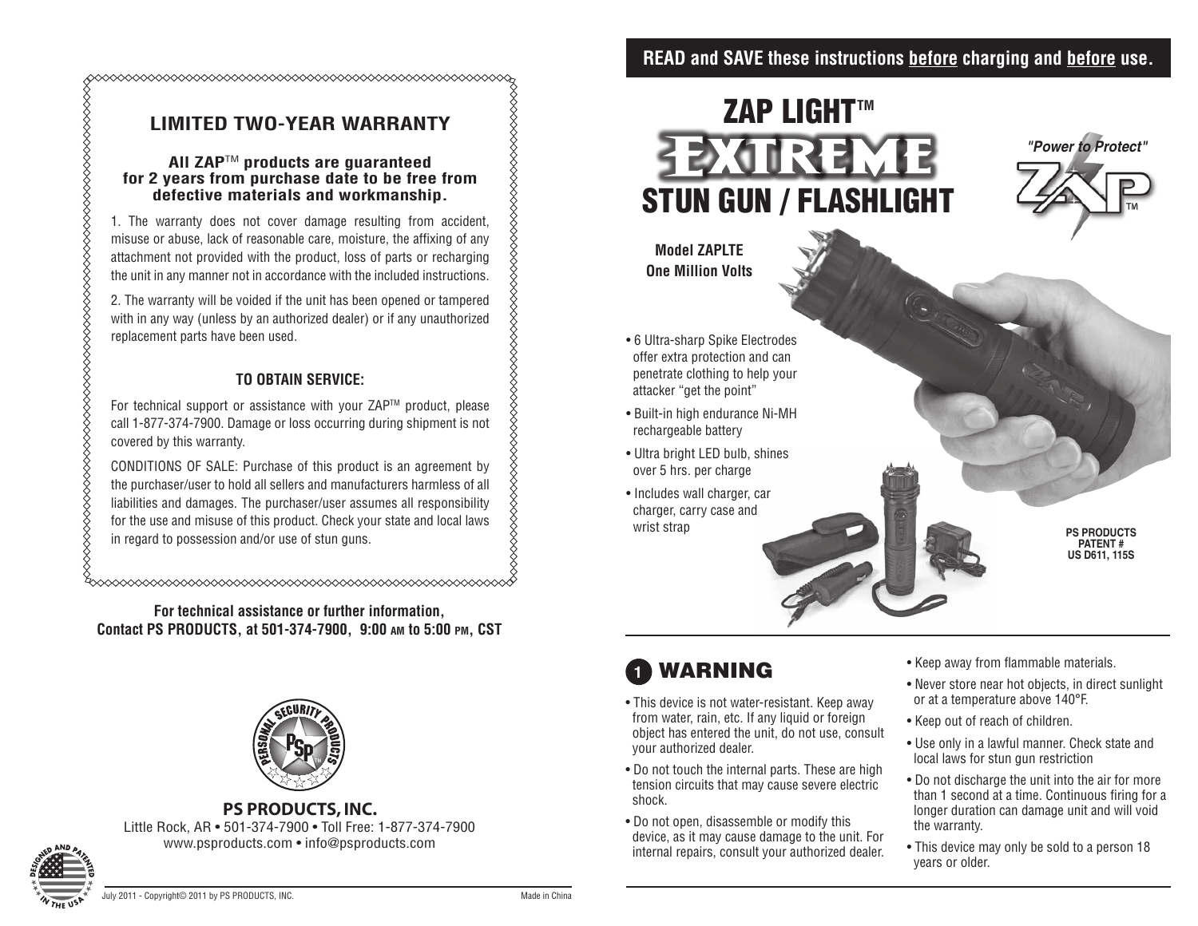## LIMITED TWO-YEAR WARRANTY

**All ZAP™ products are guaranteed for 2 years from purchase date to be free from defective materials and workmanship.**

1. The warranty does not cover damage resulting from accident, misuse or abuse, lack of reasonable care, moisture, the affixing of any attachment not provided with the product, loss of parts or recharging the unit in any manner not in accordance with the included instructions.

2. The warranty will be voided if the unit has been opened or tampered with in any way (unless by an authorized dealer) or if any unauthorized replacement parts have been used.

### TO OBTAIN SERVICE:

For technical support or assistance with your ZAP™ product, please call 1-877-374-7900. Damage or loss occurring during shipment is not covered by this warranty.

CONDITIONS OF SALE: Purchase of this product is an agreement by the purchaser/user to hold all sellers and manufacturers harmless of all liabilities and damages. The purchaser/user assumes all responsibility for the use and misuse of this product. Check your state and local laws in regard to possession and/or use of stun guns.

**For technical assistance or further information, Contact PS PRODUCTS, at 501-374-7900, 9:00 AM to 5:00 PM, CST**

PERSONAL SECURITY PRODUCTS PSP™

**PS PRODUCTS, INC.**
Little Rock, AR • 501-374-7900 • Toll Free: 1-877-374-7900
www.psproducts.com • info@psproducts.com

DESIGNED AND PATENTED IN THE USA

July 2011 - Copyright© 2011 by PS PRODUCTS, INC. Made in China

**READ and SAVE these instructions before charging and before use.**

# ZAP LIGHT™ EXTREME STUN GUN / FLASHLIGHT

*"Power to Protect"* ZAP™

**Model ZAPLTE**
**One Million Volts**

- 6 Ultra-sharp Spike Electrodes offer extra protection and can penetrate clothing to help your attacker "get the point"
- Built-in high endurance Ni-MH rechargeable battery
- Ultra bright LED bulb, shines over 5 hrs. per charge
- Includes wall charger, car charger, carry case and wrist strap

**PS PRODUCTS PATENT # US D611, 115S**

## 1 WARNING

- This device is not water-resistant. Keep away from water, rain, etc. If any liquid or foreign object has entered the unit, do not use, consult your authorized dealer.
- Do not touch the internal parts. These are high tension circuits that may cause severe electric shock.
- Do not open, disassemble or modify this device, as it may cause damage to the unit. For internal repairs, consult your authorized dealer.
- Keep away from flammable materials.
- Never store near hot objects, in direct sunlight or at a temperature above 140°F.
- Keep out of reach of children.
- Use only in a lawful manner. Check state and local laws for stun gun restriction
- Do not discharge the unit into the air for more than 1 second at a time. Continuous firing for a longer duration can damage unit and will void the warranty.
- This device may only be sold to a person 18 years or older.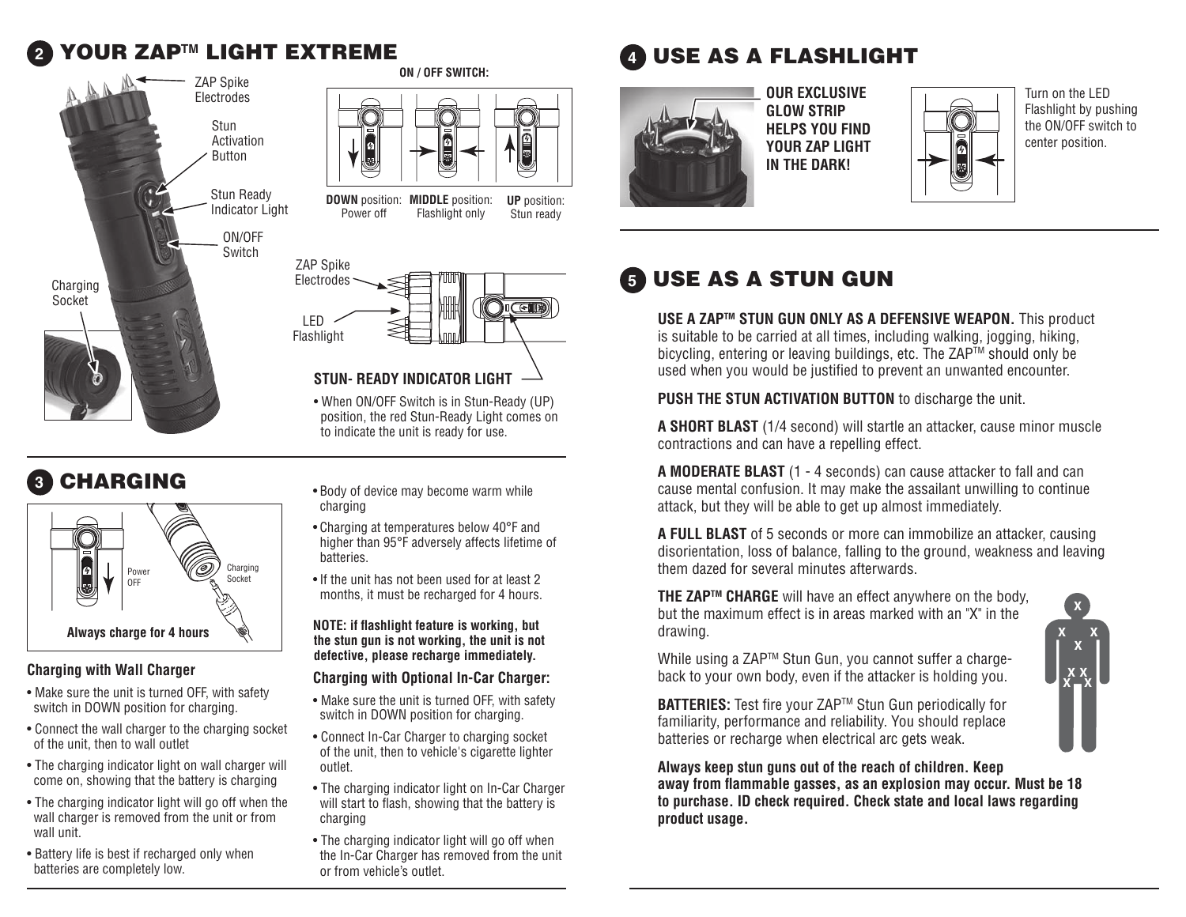## 2 YOUR ZAP™ LIGHT EXTREME

ZAP Spike Electrodes

Stun Activation Button

Stun Ready Indicator Light

ON/OFF Switch

Charging Socket

**ON / OFF SWITCH:**

**DOWN** position: Power off

**MIDDLE** position: Flashlight only

**UP** position: Stun ready

ZAP Spike Electrodes

LED Flashlight

**STUN- READY INDICATOR LIGHT**

- When ON/OFF Switch is in Stun-Ready (UP) position, the red Stun-Ready Light comes on to indicate the unit is ready for use.

## 3 CHARGING

Power OFF

Charging Socket

**Always charge for 4 hours**

### Charging with Wall Charger

- Make sure the unit is turned OFF, with safety switch in DOWN position for charging.
- Connect the wall charger to the charging socket of the unit, then to wall outlet
- The charging indicator light on wall charger will come on, showing that the battery is charging
- The charging indicator light will go off when the wall charger is removed from the unit or from wall unit.
- Battery life is best if recharged only when batteries are completely low.
- Body of device may become warm while charging
- Charging at temperatures below 40°F and higher than 95°F adversely affects lifetime of batteries.
- If the unit has not been used for at least 2 months, it must be recharged for 4 hours.

**NOTE: if flashlight feature is working, but the stun gun is not working, the unit is not defective, please recharge immediately.**

### Charging with Optional In-Car Charger:

- Make sure the unit is turned OFF, with safety switch in DOWN position for charging.
- Connect In-Car Charger to charging socket of the unit, then to vehicle's cigarette lighter outlet.
- The charging indicator light on In-Car Charger will start to flash, showing that the battery is charging
- The charging indicator light will go off when the In-Car Charger has removed from the unit or from vehicle's outlet.

## 4 USE AS A FLASHLIGHT

**OUR EXCLUSIVE GLOW STRIP HELPS YOU FIND YOUR ZAP LIGHT IN THE DARK!**

Turn on the LED Flashlight by pushing the ON/OFF switch to center position.

## 5 USE AS A STUN GUN

**USE A ZAP™ STUN GUN ONLY AS A DEFENSIVE WEAPON.** This product is suitable to be carried at all times, including walking, jogging, hiking, bicycling, entering or leaving buildings, etc. The ZAP™ should only be used when you would be justified to prevent an unwanted encounter.

**PUSH THE STUN ACTIVATION BUTTON** to discharge the unit.

**A SHORT BLAST** (1/4 second) will startle an attacker, cause minor muscle contractions and can have a repelling effect.

**A MODERATE BLAST** (1 - 4 seconds) can cause attacker to fall and can cause mental confusion. It may make the assailant unwilling to continue attack, but they will be able to get up almost immediately.

**A FULL BLAST** of 5 seconds or more can immobilize an attacker, causing disorientation, loss of balance, falling to the ground, weakness and leaving them dazed for several minutes afterwards.

**THE ZAP™ CHARGE** will have an effect anywhere on the body, but the maximum effect is in areas marked with an "X" in the drawing.

While using a ZAP™ Stun Gun, you cannot suffer a charge-back to your own body, even if the attacker is holding you.

**BATTERIES:** Test fire your ZAP™ Stun Gun periodically for familiarity, performance and reliability. You should replace batteries or recharge when electrical arc gets weak.

**Always keep stun guns out of the reach of children. Keep away from flammable gasses, as an explosion may occur. Must be 18 to purchase. ID check required. Check state and local laws regarding product usage.**